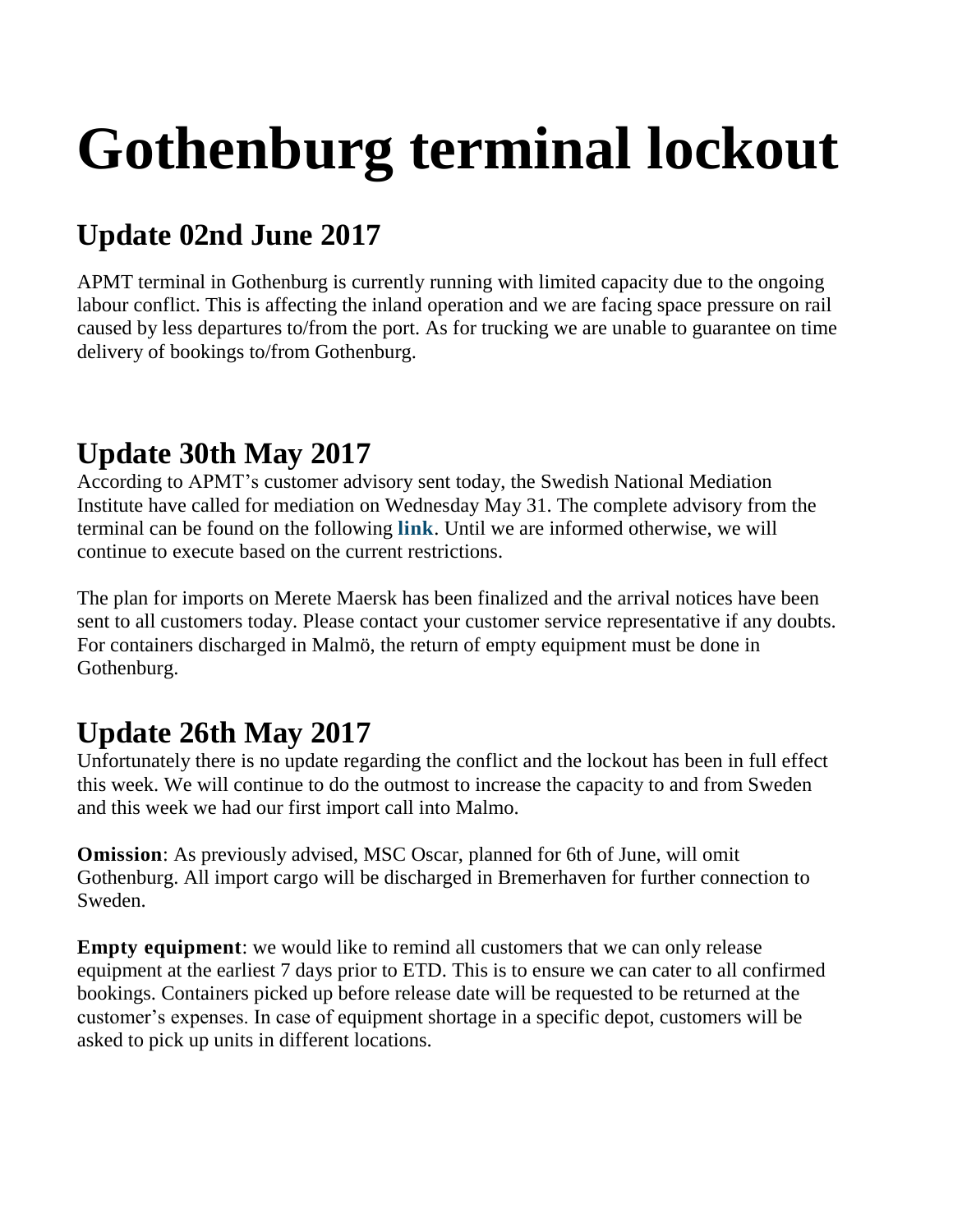# Gothenburg terminal lockout

## Update 02nd June 2017

APMT terminal in Gothenburg is currently running with limited capacity due to the ongoing labour conflict. This is affecting the inland operation and we are facing space pressure on rail caused by less departures to/from the port. As for trucking we are unable to guarantee on time delivery of bookings to/from Gothenburg.

## Update 30th May 2017

According to APMT's customer advisory sent today, the Swedish National Mediation Institute have called for mediation on Wednesday May 31. The complete advisory from the terminal can be found on the following **link**. Until we are informed otherwise, we will continue to execute based on the current restrictions.

The plan for imports on Merete Maersk has been finalized and the arrival notices have been sent to all customers today. Please contact your customer service representative if any doubts. For containers discharged in Malmö, the return of empty equipment must be done in Gothenburg.

## Update 26th May 2017

Unfortunately there is no update regarding the conflict and the lockout has been in full effect this week. We will continue to do the outmost to increase the capacity to and from Sweden and this week we had our first import call into Malmo.

**Omission**: As previously advised, MSC Oscar, planned for 6th of June, will omit Gothenburg. All import cargo will be discharged in Bremerhaven for further connection to Sweden.

**Empty equipment**: we would like to remind all customers that we can only release equipment at the earliest 7 days prior to ETD. This is to ensure we can cater to all confirmed bookings. Containers picked up before release date will be requested to be returned at the customer's expenses. In case of equipment shortage in a specific depot, customers will be asked to pick up units in different locations.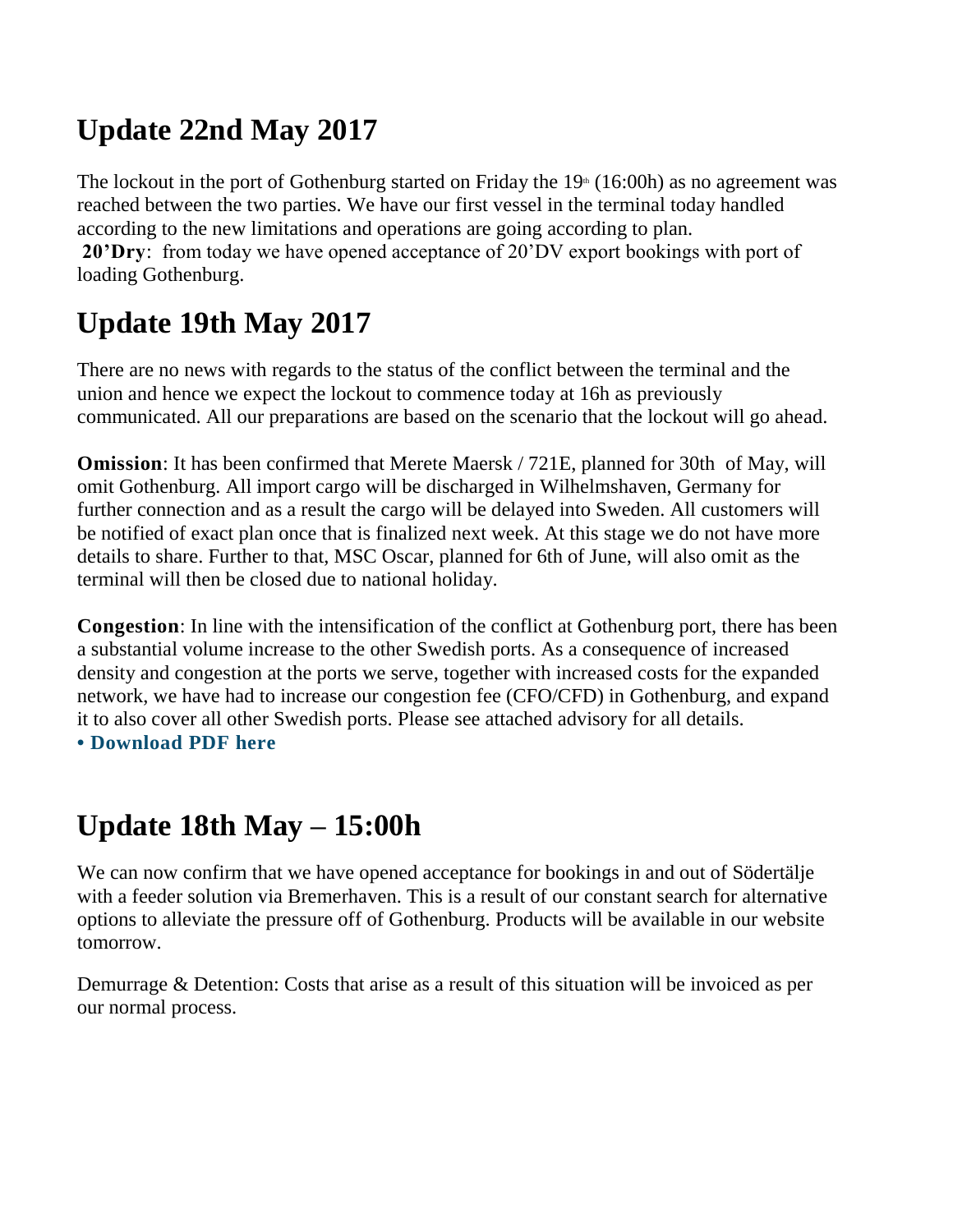## Update 22nd May 2017

The lockout in the port of Gothenburg started on Friday the 19th (16:00h) as no agreement was reached between the two parties. We have our first vessel in the terminal today handled according to the new limitations and operations are going according to plan.
**20'Dry**: from today we have opened acceptance of 20'DV export bookings with port of loading Gothenburg.

## Update 19th May 2017

There are no news with regards to the status of the conflict between the terminal and the union and hence we expect the lockout to commence today at 16h as previously communicated. All our preparations are based on the scenario that the lockout will go ahead.

**Omission**: It has been confirmed that Merete Maersk / 721E, planned for 30th of May, will omit Gothenburg. All import cargo will be discharged in Wilhelmshaven, Germany for further connection and as a result the cargo will be delayed into Sweden. All customers will be notified of exact plan once that is finalized next week. At this stage we do not have more details to share. Further to that, MSC Oscar, planned for 6th of June, will also omit as the terminal will then be closed due to national holiday.

**Congestion**: In line with the intensification of the conflict at Gothenburg port, there has been a substantial volume increase to the other Swedish ports. As a consequence of increased density and congestion at the ports we serve, together with increased costs for the expanded network, we have had to increase our congestion fee (CFO/CFD) in Gothenburg, and expand it to also cover all other Swedish ports. Please see attached advisory for all details.
**• Download PDF here**

## Update 18th May – 15:00h

We can now confirm that we have opened acceptance for bookings in and out of Södertälje with a feeder solution via Bremerhaven. This is a result of our constant search for alternative options to alleviate the pressure off of Gothenburg. Products will be available in our website tomorrow.

Demurrage & Detention: Costs that arise as a result of this situation will be invoiced as per our normal process.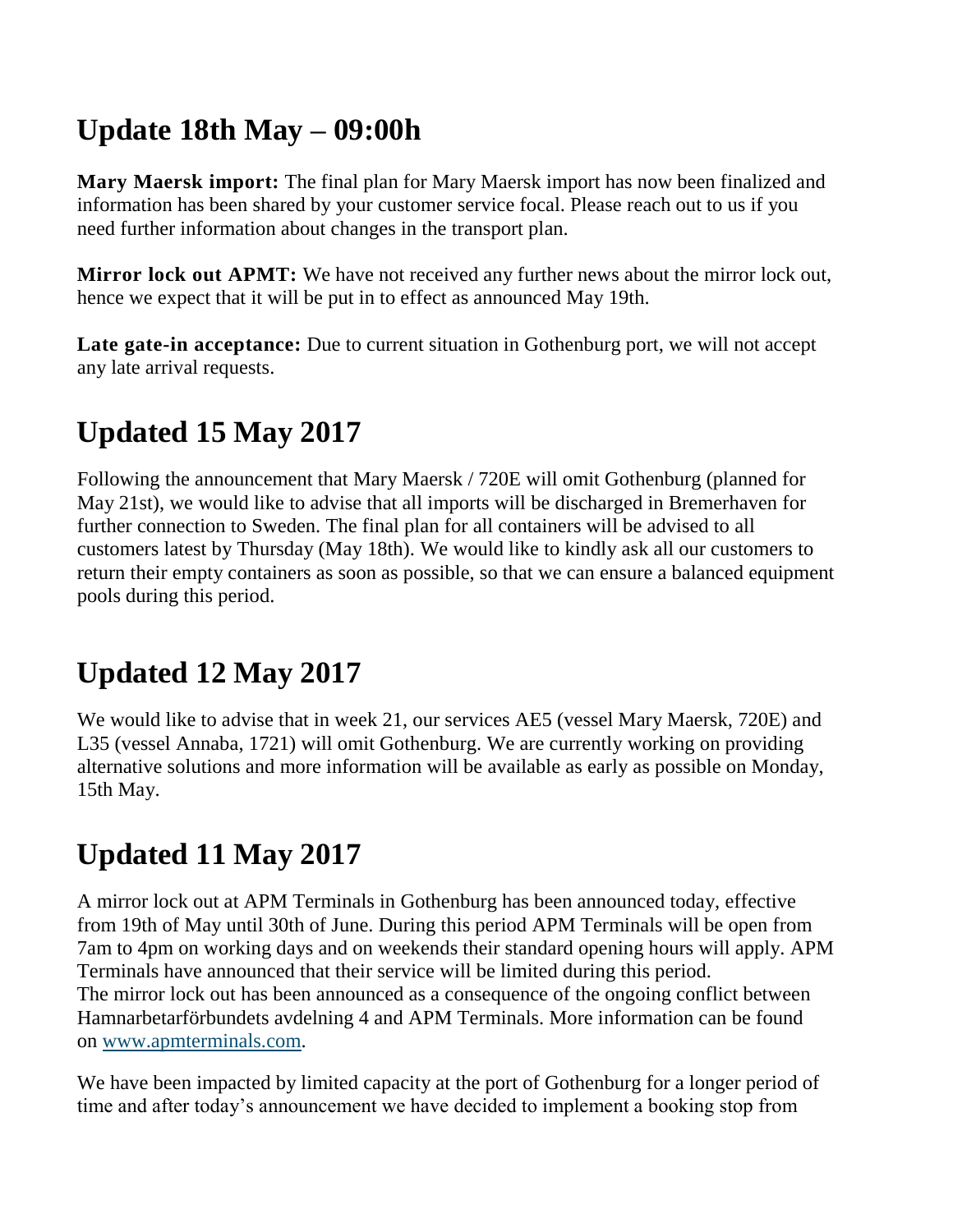## Update 18th May – 09:00h

**Mary Maersk import:** The final plan for Mary Maersk import has now been finalized and information has been shared by your customer service focal. Please reach out to us if you need further information about changes in the transport plan.

**Mirror lock out APMT:** We have not received any further news about the mirror lock out, hence we expect that it will be put in to effect as announced May 19th.

**Late gate-in acceptance:** Due to current situation in Gothenburg port, we will not accept any late arrival requests.

## Updated 15 May 2017

Following the announcement that Mary Maersk / 720E will omit Gothenburg (planned for May 21st), we would like to advise that all imports will be discharged in Bremerhaven for further connection to Sweden. The final plan for all containers will be advised to all customers latest by Thursday (May 18th). We would like to kindly ask all our customers to return their empty containers as soon as possible, so that we can ensure a balanced equipment pools during this period.

## Updated 12 May 2017

We would like to advise that in week 21, our services AE5 (vessel Mary Maersk, 720E) and L35 (vessel Annaba, 1721) will omit Gothenburg. We are currently working on providing alternative solutions and more information will be available as early as possible on Monday, 15th May.

## Updated 11 May 2017

A mirror lock out at APM Terminals in Gothenburg has been announced today, effective from 19th of May until 30th of June. During this period APM Terminals will be open from 7am to 4pm on working days and on weekends their standard opening hours will apply. APM Terminals have announced that their service will be limited during this period.
The mirror lock out has been announced as a consequence of the ongoing conflict between Hamnarbetarförbundets avdelning 4 and APM Terminals. More information can be found on [www.apmterminals.com](http://www.apmterminals.com).

We have been impacted by limited capacity at the port of Gothenburg for a longer period of time and after today's announcement we have decided to implement a booking stop from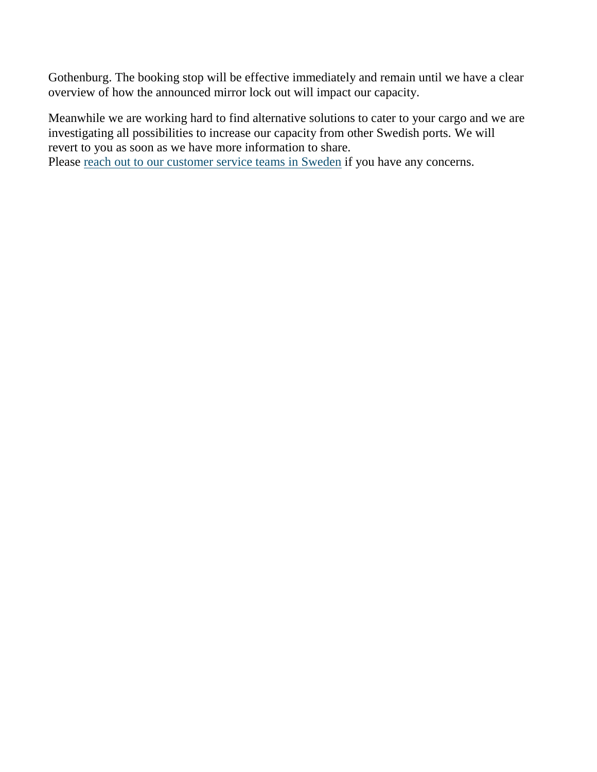Gothenburg. The booking stop will be effective immediately and remain until we have a clear overview of how the announced mirror lock out will impact our capacity.

Meanwhile we are working hard to find alternative solutions to cater to your cargo and we are investigating all possibilities to increase our capacity from other Swedish ports. We will revert to you as soon as we have more information to share.
Please reach out to our customer service teams in Sweden if you have any concerns.